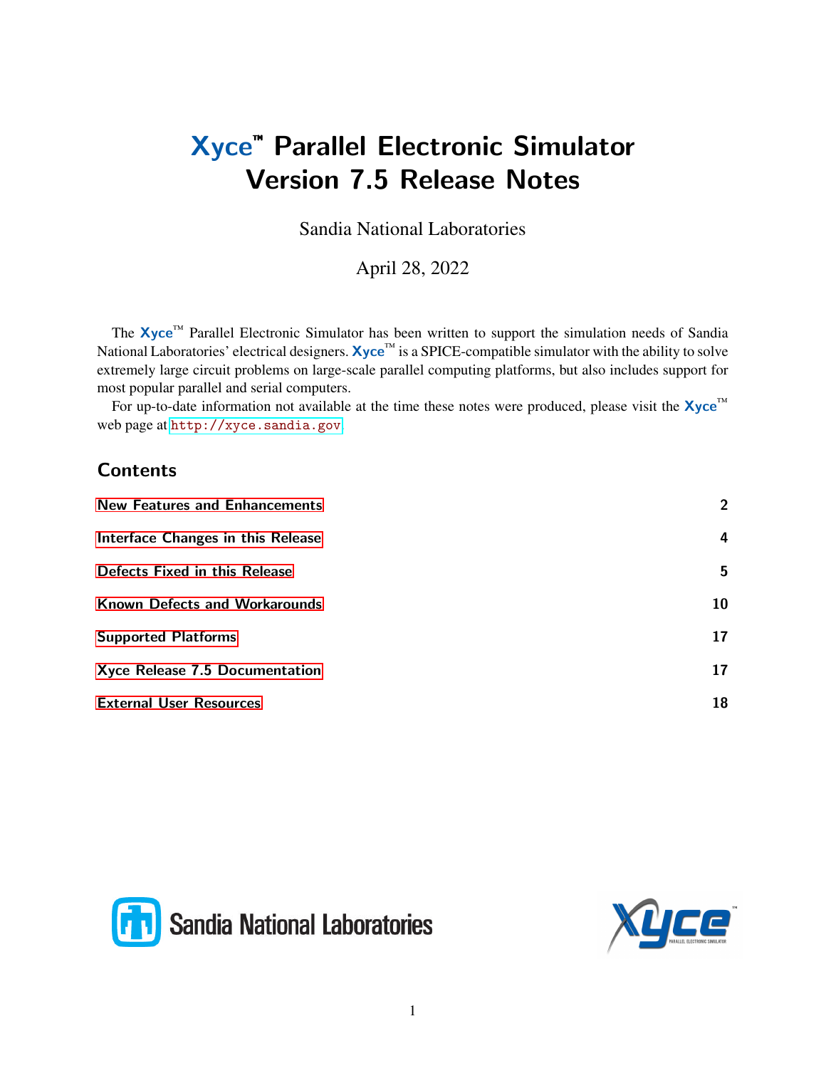# Xyce™ Parallel Electronic Simulator Version 7.5 Release Notes

Sandia National Laboratories

April 28, 2022

The Xyce™ Parallel Electronic Simulator has been written to support the simulation needs of Sandia National Laboratories' electrical designers. Xyce™ is a SPICE-compatible simulator with the ability to solve extremely large circuit problems on large-scale parallel computing platforms, but also includes support for most popular parallel and serial computers.

For up-to-date information not available at the time these notes were produced, please visit the Xyce™ web page at http://xyce.sandia.gov.

## Contents

| | |
|---|---|
| New Features and Enhancements | 2 |
| Interface Changes in this Release | 4 |
| Defects Fixed in this Release | 5 |
| Known Defects and Workarounds | 10 |
| Supported Platforms | 17 |
| Xyce Release 7.5 Documentation | 17 |
| External User Resources | 18 |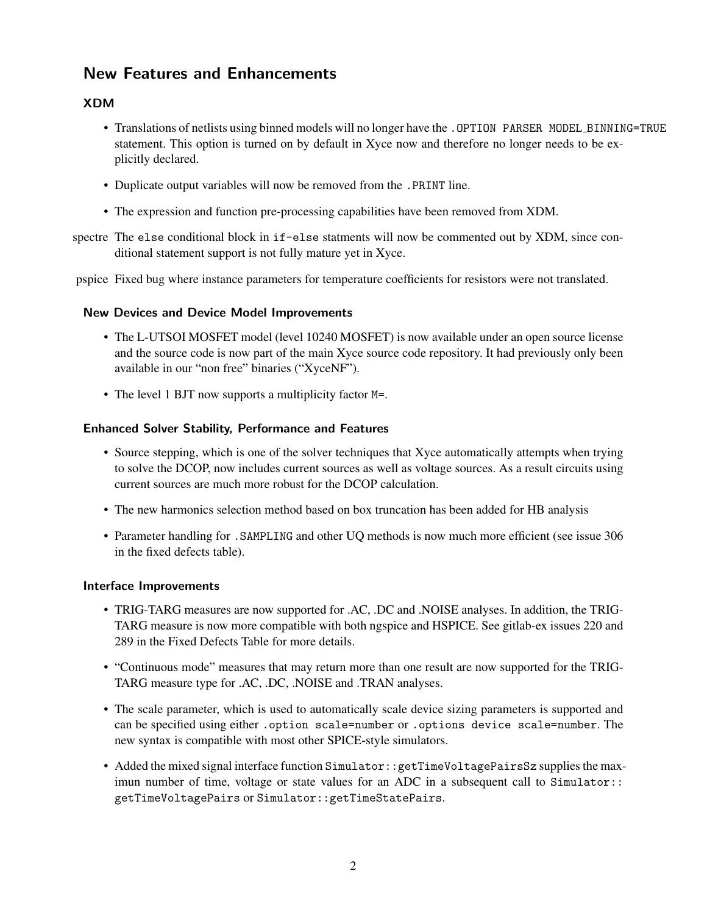## New Features and Enhancements

### XDM

- Translations of netlists using binned models will no longer have the `.OPTION PARSER MODEL_BINNING=TRUE` statement. This option is turned on by default in Xyce now and therefore no longer needs to be explicitly declared.
- Duplicate output variables will now be removed from the `.PRINT` line.
- The expression and function pre-processing capabilities have been removed from XDM.

spectre The `else` conditional block in `if-else` statments will now be commented out by XDM, since conditional statement support is not fully mature yet in Xyce.

pspice Fixed bug where instance parameters for temperature coefficients for resistors were not translated.

#### New Devices and Device Model Improvements

- The L-UTSOI MOSFET model (level 10240 MOSFET) is now available under an open source license and the source code is now part of the main Xyce source code repository. It had previously only been available in our "non free" binaries ("XyceNF").
- The level 1 BJT now supports a multiplicity factor `M=`.

#### Enhanced Solver Stability, Performance and Features

- Source stepping, which is one of the solver techniques that Xyce automatically attempts when trying to solve the DCOP, now includes current sources as well as voltage sources. As a result circuits using current sources are much more robust for the DCOP calculation.
- The new harmonics selection method based on box truncation has been added for HB analysis
- Parameter handling for `.SAMPLING` and other UQ methods is now much more efficient (see issue 306 in the fixed defects table).

#### Interface Improvements

- TRIG-TARG measures are now supported for .AC, .DC and .NOISE analyses. In addition, the TRIG-TARG measure is now more compatible with both ngspice and HSPICE. See gitlab-ex issues 220 and 289 in the Fixed Defects Table for more details.
- "Continuous mode" measures that may return more than one result are now supported for the TRIG-TARG measure type for .AC, .DC, .NOISE and .TRAN analyses.
- The scale parameter, which is used to automatically scale device sizing parameters is supported and can be specified using either `.option scale=number` or `.options device scale=number`. The new syntax is compatible with most other SPICE-style simulators.
- Added the mixed signal interface function `Simulator::getTimeVoltagePairsSz` supplies the maximun number of time, voltage or state values for an ADC in a subsequent call to `Simulator::getTimeVoltagePairs` or `Simulator::getTimeStatePairs`.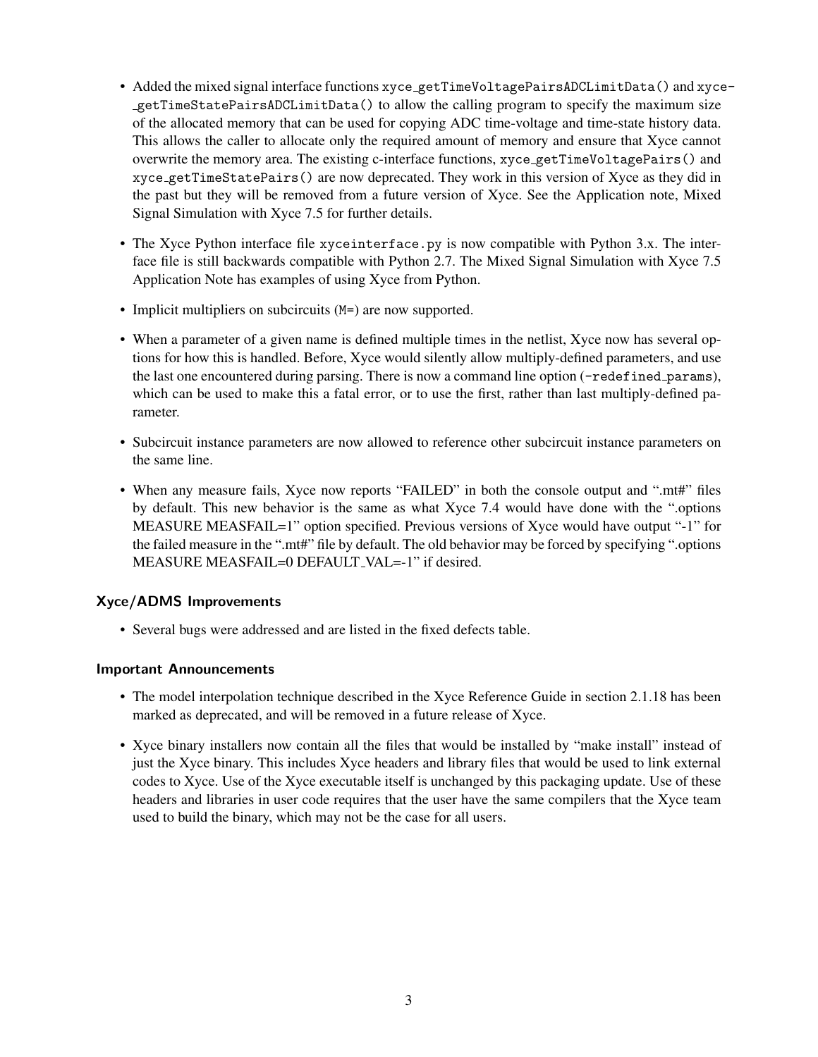- Added the mixed signal interface functions `xyce_getTimeVoltagePairsADCLimitData()` and `xyce_getTimeStatePairsADCLimitData()` to allow the calling program to specify the maximum size of the allocated memory that can be used for copying ADC time-voltage and time-state history data. This allows the caller to allocate only the required amount of memory and ensure that Xyce cannot overwrite the memory area. The existing c-interface functions, `xyce_getTimeVoltagePairs()` and `xyce_getTimeStatePairs()` are now deprecated. They work in this version of Xyce as they did in the past but they will be removed from a future version of Xyce. See the Application note, Mixed Signal Simulation with Xyce 7.5 for further details.

- The Xyce Python interface file `xyceinterface.py` is now compatible with Python 3.x. The interface file is still backwards compatible with Python 2.7. The Mixed Signal Simulation with Xyce 7.5 Application Note has examples of using Xyce from Python.

- Implicit multipliers on subcircuits (`M=`) are now supported.

- When a parameter of a given name is defined multiple times in the netlist, Xyce now has several options for how this is handled. Before, Xyce would silently allow multiply-defined parameters, and use the last one encountered during parsing. There is now a command line option (`-redefined_params`), which can be used to make this a fatal error, or to use the first, rather than last multiply-defined parameter.

- Subcircuit instance parameters are now allowed to reference other subcircuit instance parameters on the same line.

- When any measure fails, Xyce now reports "FAILED" in both the console output and ".mt#" files by default. This new behavior is the same as what Xyce 7.4 would have done with the ".options MEASURE MEASFAIL=1" option specified. Previous versions of Xyce would have output "-1" for the failed measure in the ".mt#" file by default. The old behavior may be forced by specifying ".options MEASURE MEASFAIL=0 DEFAULT_VAL=-1" if desired.

### Xyce/ADMS Improvements

- Several bugs were addressed and are listed in the fixed defects table.

### Important Announcements

- The model interpolation technique described in the Xyce Reference Guide in section 2.1.18 has been marked as deprecated, and will be removed in a future release of Xyce.

- Xyce binary installers now contain all the files that would be installed by "make install" instead of just the Xyce binary. This includes Xyce headers and library files that would be used to link external codes to Xyce. Use of the Xyce executable itself is unchanged by this packaging update. Use of these headers and libraries in user code requires that the user have the same compilers that the Xyce team used to build the binary, which may not be the case for all users.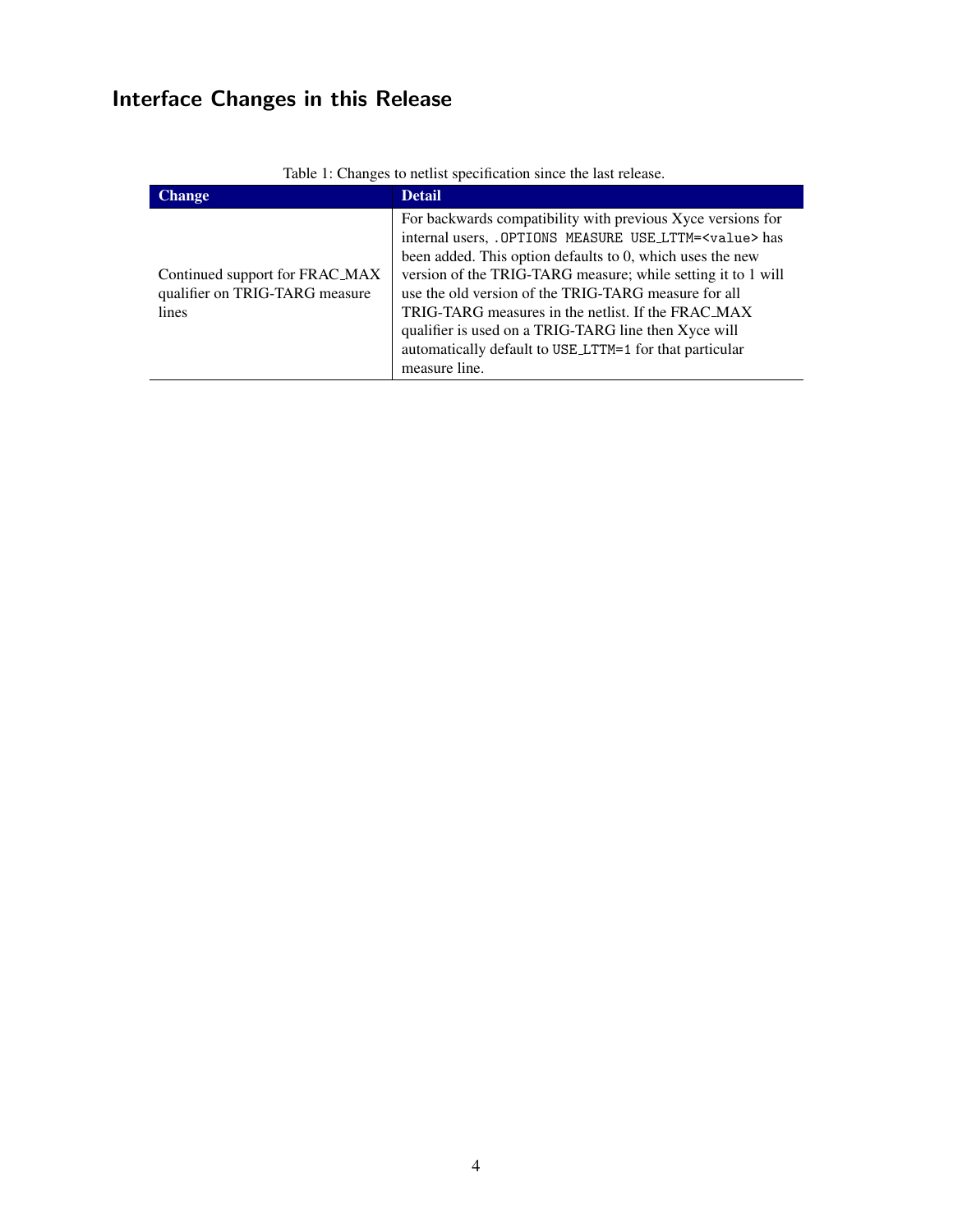# Interface Changes in this Release

Table 1: Changes to netlist specification since the last release.

| Change | Detail |
|---|---|
| Continued support for FRAC_MAX qualifier on TRIG-TARG measure lines | For backwards compatibility with previous Xyce versions for internal users, `.OPTIONS MEASURE USE_LTTM=<value>` has been added. This option defaults to 0, which uses the new version of the TRIG-TARG measure; while setting it to 1 will use the old version of the TRIG-TARG measure for all TRIG-TARG measures in the netlist. If the FRAC_MAX qualifier is used on a TRIG-TARG line then Xyce will automatically default to `USE_LTTM=1` for that particular measure line. |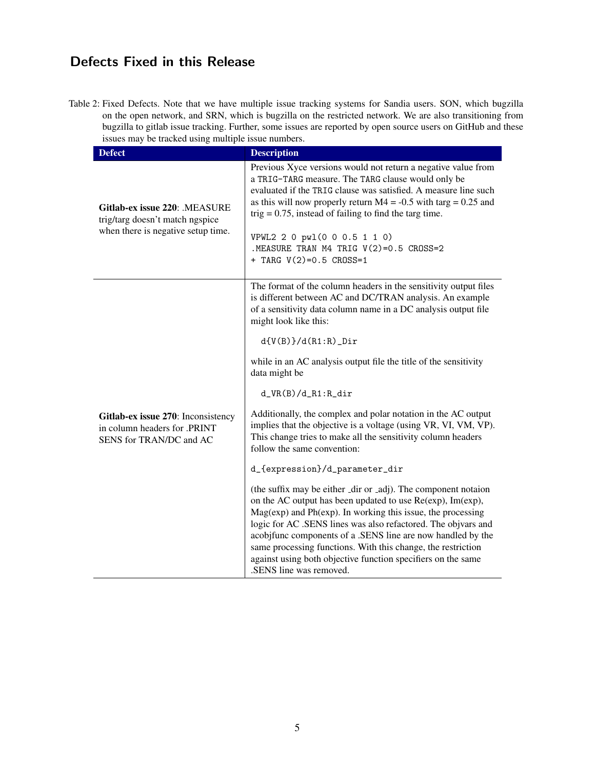## Defects Fixed in this Release

Table 2: Fixed Defects. Note that we have multiple issue tracking systems for Sandia users. SON, which bugzilla on the open network, and SRN, which is bugzilla on the restricted network. We are also transitioning from bugzilla to gitlab issue tracking. Further, some issues are reported by open source users on GitHub and these issues may be tracked using multiple issue numbers.

| Defect | Description |
|---|---|
| **Gitlab-ex issue 220**: .MEASURE trig/targ doesn't match ngspice when there is negative setup time. | Previous Xyce versions would not return a negative value from a `TRIG-TARG` measure. The `TARG` clause would only be evaluated if the `TRIG` clause was satisfied. A measure line such as this will now properly return M4 = -0.5 with targ = 0.25 and trig = 0.75, instead of failing to find the targ time.<br><br>`VPWL2 2 0 pwl(0 0 0.5 1 1 0)`<br>`.MEASURE TRAN M4 TRIG V(2)=0.5 CROSS=2`<br>`+ TARG V(2)=0.5 CROSS=1` |
| **Gitlab-ex issue 270**: Inconsistency in column headers for .PRINT SENS for TRAN/DC and AC | The format of the column headers in the sensitivity output files is different between AC and DC/TRAN analysis. An example of a sensitivity data column name in a DC analysis output file might look like this:<br><br>`d{V(B)}/d(R1:R)_Dir`<br><br>while in an AC analysis output file the title of the sensitivity data might be<br><br>`d_VR(B)/d_R1:R_dir`<br><br>Additionally, the complex and polar notation in the AC output implies that the objective is a voltage (using VR, VI, VM, VP). This change tries to make all the sensitivity column headers follow the same convention:<br><br>`d_{expression}/d_parameter_dir`<br><br>(the suffix may be either _dir or _adj). The component notaion on the AC output has been updated to use Re(exp), Im(exp), Mag(exp) and Ph(exp). In working this issue, the processing logic for AC .SENS lines was also refactored. The objvars and acobjfunc components of a .SENS line are now handled by the same processing functions. With this change, the restriction against using both objective function specifiers on the same .SENS line was removed. |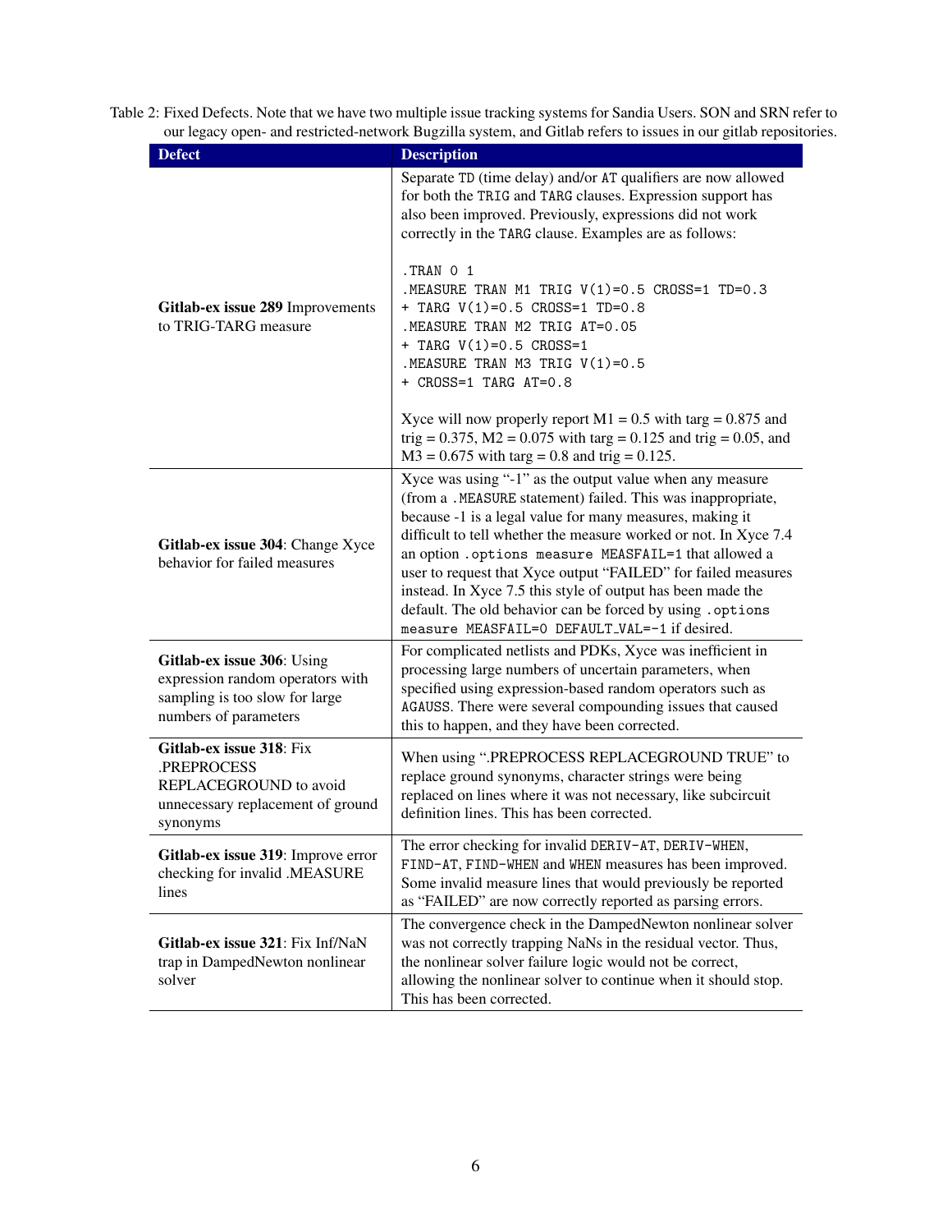Table 2: Fixed Defects. Note that we have two multiple issue tracking systems for Sandia Users. SON and SRN refer to our legacy open- and restricted-network Bugzilla system, and Gitlab refers to issues in our gitlab repositories.

| Defect | Description |
|---|---|
| **Gitlab-ex issue 289** Improvements to TRIG-TARG measure | Separate `TD` (time delay) and/or `AT` qualifiers are now allowed for both the `TRIG` and `TARG` clauses. Expression support has also been improved. Previously, expressions did not work correctly in the `TARG` clause. Examples are as follows:<br><br>`.TRAN 0 1`<br>`.MEASURE TRAN M1 TRIG V(1)=0.5 CROSS=1 TD=0.3`<br>`+ TARG V(1)=0.5 CROSS=1 TD=0.8`<br>`.MEASURE TRAN M2 TRIG AT=0.05`<br>`+ TARG V(1)=0.5 CROSS=1`<br>`.MEASURE TRAN M3 TRIG V(1)=0.5`<br>`+ CROSS=1 TARG AT=0.8`<br><br>Xyce will now properly report M1 = 0.5 with targ = 0.875 and trig = 0.375, M2 = 0.075 with targ = 0.125 and trig = 0.05, and M3 = 0.675 with targ = 0.8 and trig = 0.125. |
| **Gitlab-ex issue 304**: Change Xyce behavior for failed measures | Xyce was using "-1" as the output value when any measure (from a `.MEASURE` statement) failed. This was inappropriate, because -1 is a legal value for many measures, making it difficult to tell whether the measure worked or not. In Xyce 7.4 an option `.options measure MEASFAIL=1` that allowed a user to request that Xyce output "FAILED" for failed measures instead. In Xyce 7.5 this style of output has been made the default. The old behavior can be forced by using `.options measure MEASFAIL=0 DEFAULT_VAL=-1` if desired. |
| **Gitlab-ex issue 306**: Using expression random operators with sampling is too slow for large numbers of parameters | For complicated netlists and PDKs, Xyce was inefficient in processing large numbers of uncertain parameters, when specified using expression-based random operators such as `AGAUSS`. There were several compounding issues that caused this to happen, and they have been corrected. |
| **Gitlab-ex issue 318**: Fix .PREPROCESS REPLACEGROUND to avoid unnecessary replacement of ground synonyms | When using ".PREPROCESS REPLACEGROUND TRUE" to replace ground synonyms, character strings were being replaced on lines where it was not necessary, like subcircuit definition lines. This has been corrected. |
| **Gitlab-ex issue 319**: Improve error checking for invalid .MEASURE lines | The error checking for invalid `DERIV-AT`, `DERIV-WHEN`, `FIND-AT`, `FIND-WHEN` and `WHEN` measures has been improved. Some invalid measure lines that would previously be reported as "FAILED" are now correctly reported as parsing errors. |
| **Gitlab-ex issue 321**: Fix Inf/NaN trap in DampedNewton nonlinear solver | The convergence check in the DampedNewton nonlinear solver was not correctly trapping NaNs in the residual vector. Thus, the nonlinear solver failure logic would not be correct, allowing the nonlinear solver to continue when it should stop. This has been corrected. |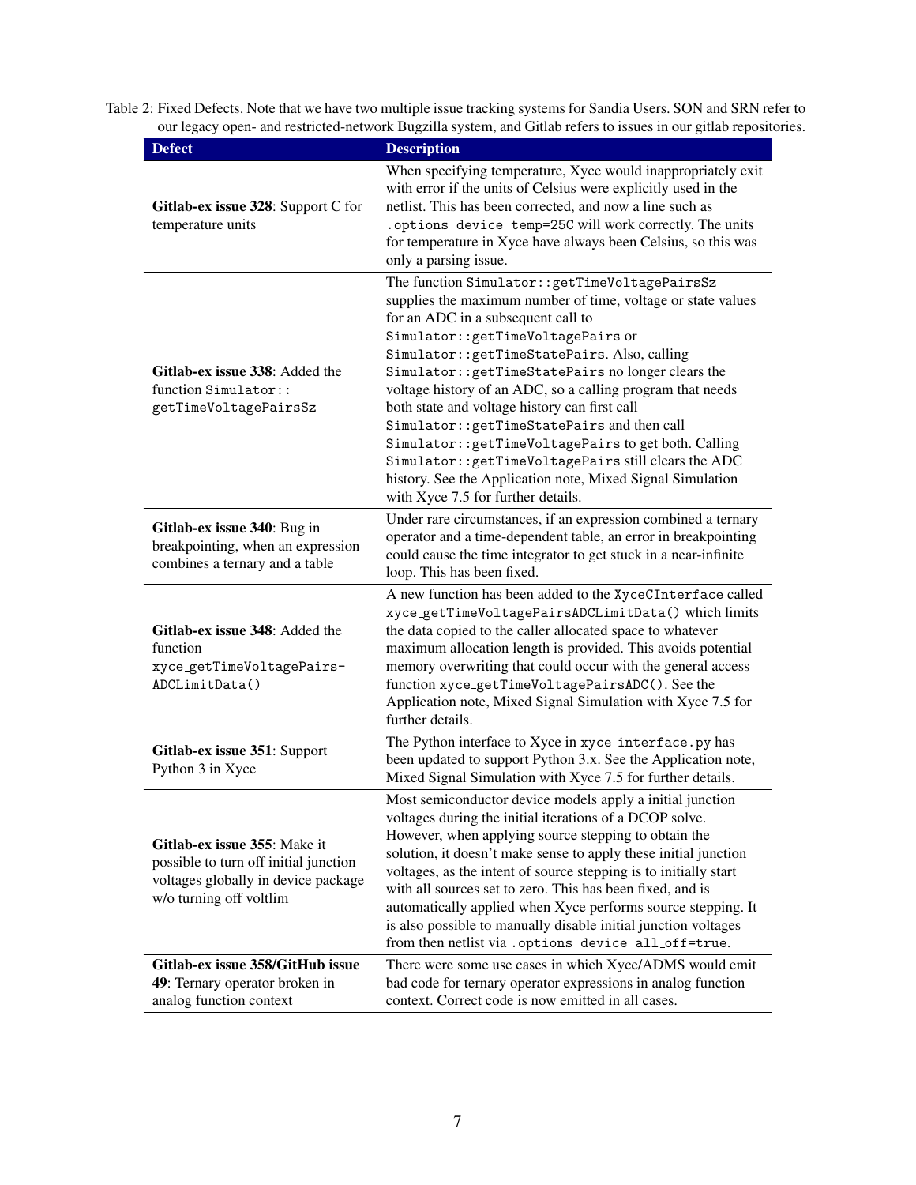Table 2: Fixed Defects. Note that we have two multiple issue tracking systems for Sandia Users. SON and SRN refer to our legacy open- and restricted-network Bugzilla system, and Gitlab refers to issues in our gitlab repositories.

| Defect | Description |
|---|---|
| **Gitlab-ex issue 328**: Support C for temperature units | When specifying temperature, Xyce would inappropriately exit with error if the units of Celsius were explicitly used in the netlist. This has been corrected, and now a line such as `.options device temp=25C` will work correctly. The units for temperature in Xyce have always been Celsius, so this was only a parsing issue. |
| **Gitlab-ex issue 338**: Added the function `Simulator::getTimeVoltagePairsSz` | The function `Simulator::getTimeVoltagePairsSz` supplies the maximum number of time, voltage or state values for an ADC in a subsequent call to `Simulator::getTimeVoltagePairs` or `Simulator::getTimeStatePairs`. Also, calling `Simulator::getTimeStatePairs` no longer clears the voltage history of an ADC, so a calling program that needs both state and voltage history can first call `Simulator::getTimeStatePairs` and then call `Simulator::getTimeVoltagePairs` to get both. Calling `Simulator::getTimeVoltagePairs` still clears the ADC history. See the Application note, Mixed Signal Simulation with Xyce 7.5 for further details. |
| **Gitlab-ex issue 340**: Bug in breakpointing, when an expression combines a ternary and a table | Under rare circumstances, if an expression combined a ternary operator and a time-dependent table, an error in breakpointing could cause the time integrator to get stuck in a near-infinite loop. This has been fixed. |
| **Gitlab-ex issue 348**: Added the function `xyce_getTimeVoltagePairsADCLimitData()` | A new function has been added to the `XyceCInterface` called `xyce_getTimeVoltagePairsADCLimitData()` which limits the data copied to the caller allocated space to whatever maximum allocation length is provided. This avoids potential memory overwriting that could occur with the general access function `xyce_getTimeVoltagePairsADC()`. See the Application note, Mixed Signal Simulation with Xyce 7.5 for further details. |
| **Gitlab-ex issue 351**: Support Python 3 in Xyce | The Python interface to Xyce in `xyce_interface.py` has been updated to support Python 3.x. See the Application note, Mixed Signal Simulation with Xyce 7.5 for further details. |
| **Gitlab-ex issue 355**: Make it possible to turn off initial junction voltages globally in device package w/o turning off voltlim | Most semiconductor device models apply a initial junction voltages during the initial iterations of a DCOP solve. However, when applying source stepping to obtain the solution, it doesn't make sense to apply these initial junction voltages, as the intent of source stepping is to initially start with all sources set to zero. This has been fixed, and is automatically applied when Xyce performs source stepping. It is also possible to manually disable initial junction voltages from then netlist via `.options device all_off=true`. |
| **Gitlab-ex issue 358/GitHub issue 49**: Ternary operator broken in analog function context | There were some use cases in which Xyce/ADMS would emit bad code for ternary operator expressions in analog function context. Correct code is now emitted in all cases. |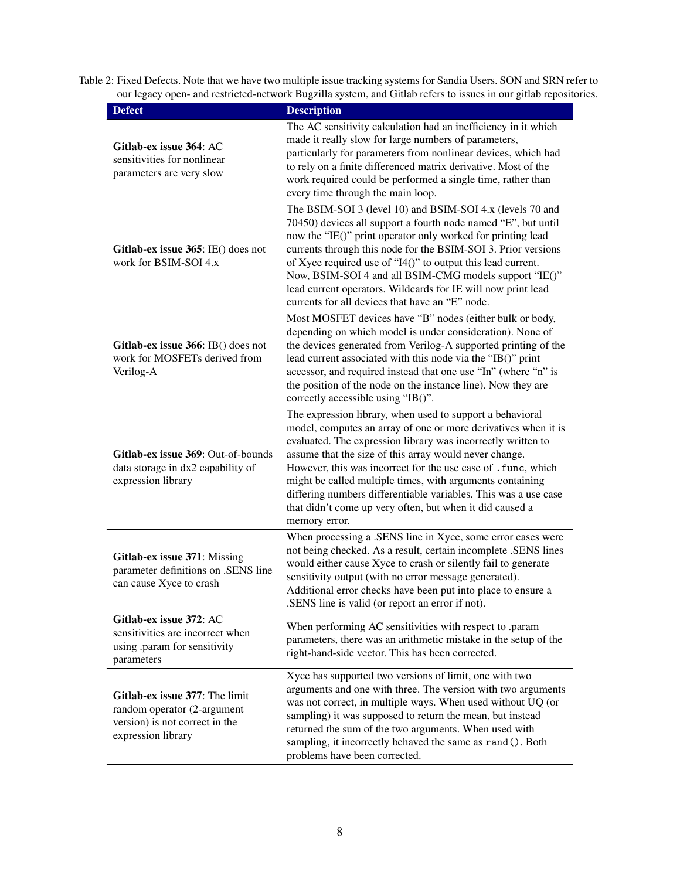Table 2: Fixed Defects. Note that we have two multiple issue tracking systems for Sandia Users. SON and SRN refer to our legacy open- and restricted-network Bugzilla system, and Gitlab refers to issues in our gitlab repositories.

| Defect | Description |
|---|---|
| **Gitlab-ex issue 364**: AC sensitivities for nonlinear parameters are very slow | The AC sensitivity calculation had an inefficiency in it which made it really slow for large numbers of parameters, particularly for parameters from nonlinear devices, which had to rely on a finite differenced matrix derivative. Most of the work required could be performed a single time, rather than every time through the main loop. |
| **Gitlab-ex issue 365**: IE() does not work for BSIM-SOI 4.x | The BSIM-SOI 3 (level 10) and BSIM-SOI 4.x (levels 70 and 70450) devices all support a fourth node named "E", but until now the "IE()" print operator only worked for printing lead currents through this node for the BSIM-SOI 3. Prior versions of Xyce required use of "I4()" to output this lead current. Now, BSIM-SOI 4 and all BSIM-CMG models support "IE()" lead current operators. Wildcards for IE will now print lead currents for all devices that have an "E" node. |
| **Gitlab-ex issue 366**: IB() does not work for MOSFETs derived from Verilog-A | Most MOSFET devices have "B" nodes (either bulk or body, depending on which model is under consideration). None of the devices generated from Verilog-A supported printing of the lead current associated with this node via the "IB()" print accessor, and required instead that one use "In" (where "n" is the position of the node on the instance line). Now they are correctly accessible using "IB()". |
| **Gitlab-ex issue 369**: Out-of-bounds data storage in dx2 capability of expression library | The expression library, when used to support a behavioral model, computes an array of one or more derivatives when it is evaluated. The expression library was incorrectly written to assume that the size of this array would never change. However, this was incorrect for the use case of `.func`, which might be called multiple times, with arguments containing differing numbers differentiable variables. This was a use case that didn't come up very often, but when it did caused a memory error. |
| **Gitlab-ex issue 371**: Missing parameter definitions on .SENS line can cause Xyce to crash | When processing a .SENS line in Xyce, some error cases were not being checked. As a result, certain incomplete .SENS lines would either cause Xyce to crash or silently fail to generate sensitivity output (with no error message generated). Additional error checks have been put into place to ensure a .SENS line is valid (or report an error if not). |
| **Gitlab-ex issue 372**: AC sensitivities are incorrect when using .param for sensitivity parameters | When performing AC sensitivities with respect to .param parameters, there was an arithmetic mistake in the setup of the right-hand-side vector. This has been corrected. |
| **Gitlab-ex issue 377**: The limit random operator (2-argument version) is not correct in the expression library | Xyce has supported two versions of limit, one with two arguments and one with three. The version with two arguments was not correct, in multiple ways. When used without UQ (or sampling) it was supposed to return the mean, but instead returned the sum of the two arguments. When used with sampling, it incorrectly behaved the same as `rand()`. Both problems have been corrected. |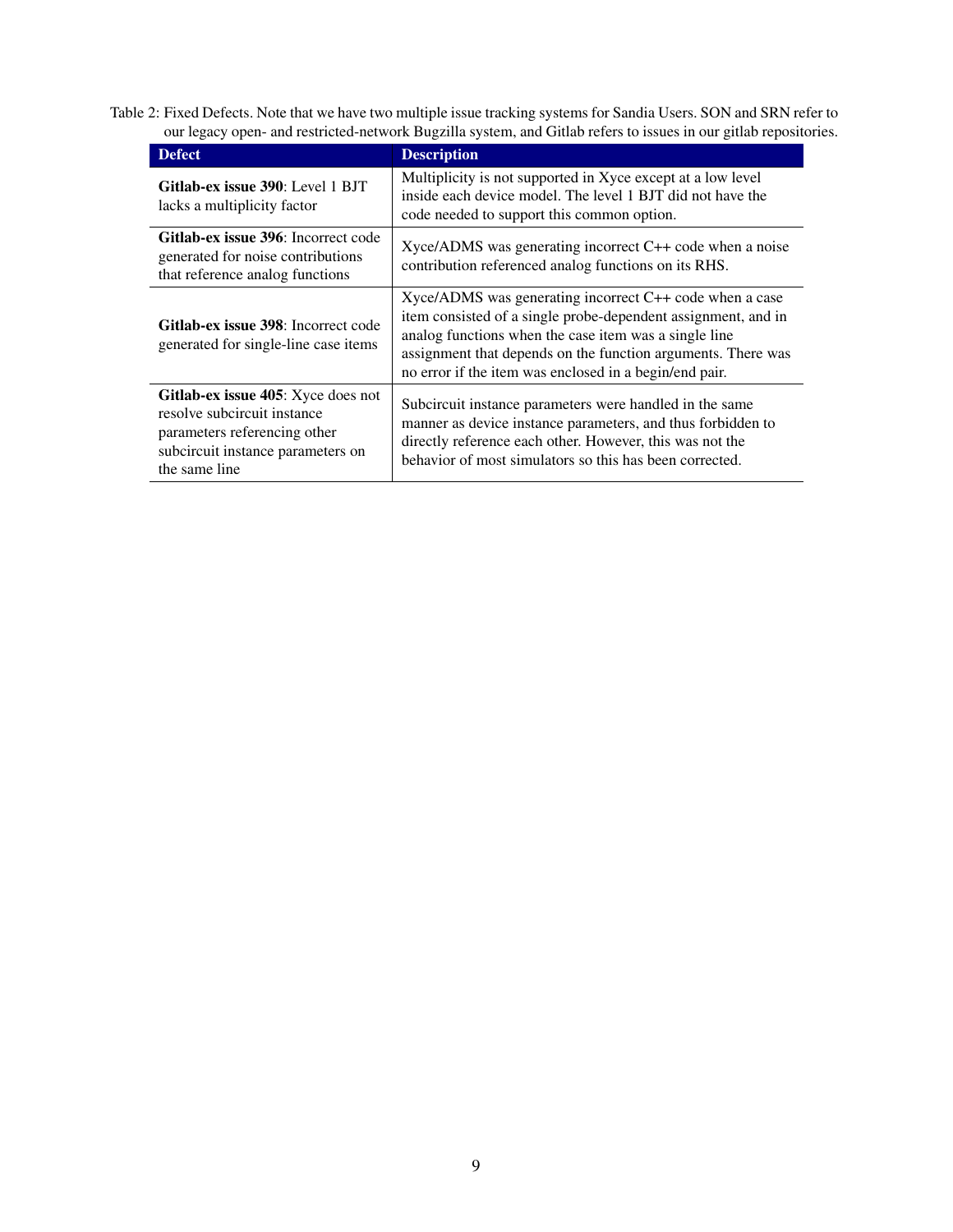Table 2: Fixed Defects. Note that we have two multiple issue tracking systems for Sandia Users. SON and SRN refer to our legacy open- and restricted-network Bugzilla system, and Gitlab refers to issues in our gitlab repositories.

| Defect | Description |
|---|---|
| **Gitlab-ex issue 390**: Level 1 BJT lacks a multiplicity factor | Multiplicity is not supported in Xyce except at a low level inside each device model. The level 1 BJT did not have the code needed to support this common option. |
| **Gitlab-ex issue 396**: Incorrect code generated for noise contributions that reference analog functions | Xyce/ADMS was generating incorrect C++ code when a noise contribution referenced analog functions on its RHS. |
| **Gitlab-ex issue 398**: Incorrect code generated for single-line case items | Xyce/ADMS was generating incorrect C++ code when a case item consisted of a single probe-dependent assignment, and in analog functions when the case item was a single line assignment that depends on the function arguments. There was no error if the item was enclosed in a begin/end pair. |
| **Gitlab-ex issue 405**: Xyce does not resolve subcircuit instance parameters referencing other subcircuit instance parameters on the same line | Subcircuit instance parameters were handled in the same manner as device instance parameters, and thus forbidden to directly reference each other. However, this was not the behavior of most simulators so this has been corrected. |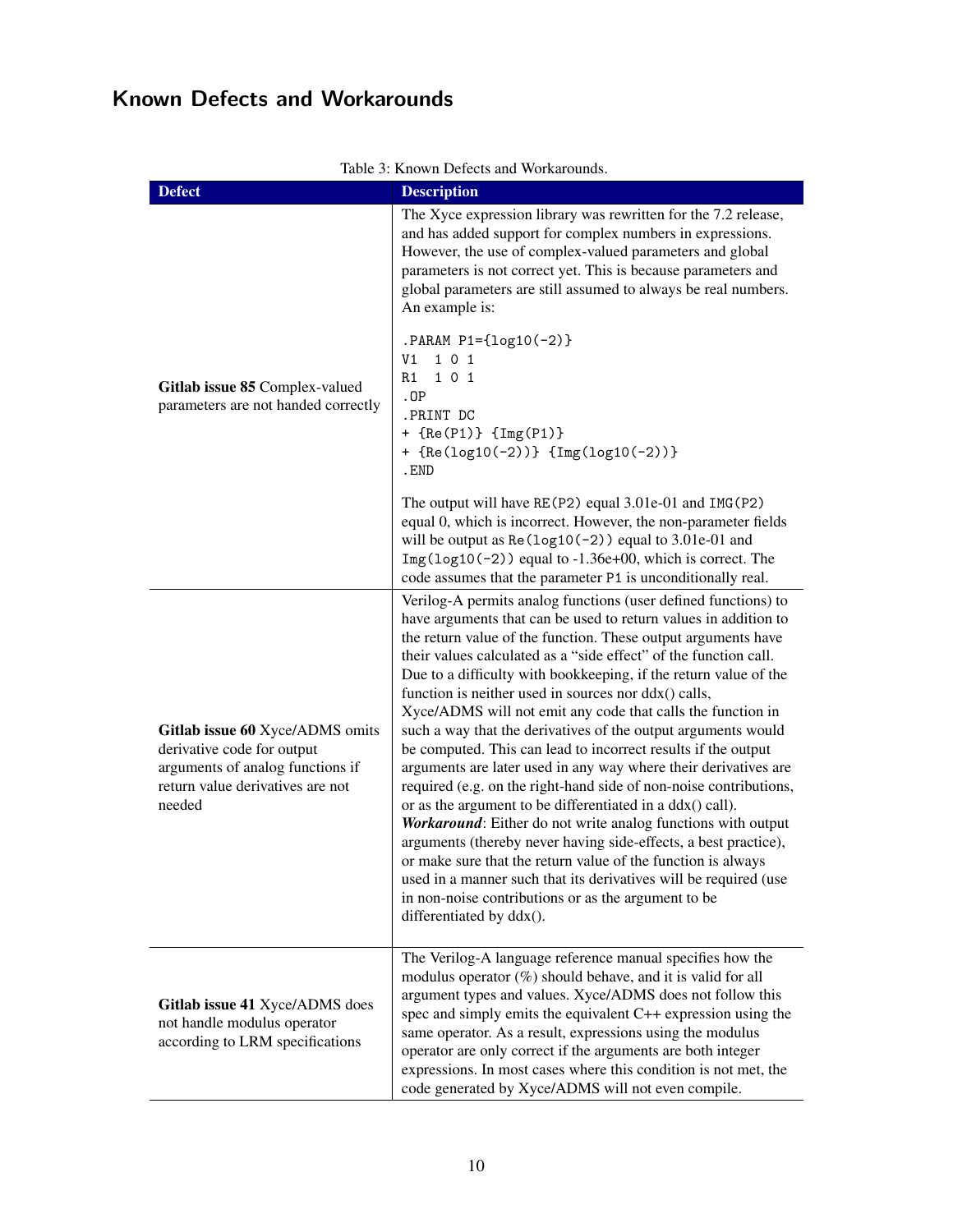# Known Defects and Workarounds

Table 3: Known Defects and Workarounds.

| Defect | Description |
|---|---|
| **Gitlab issue 85** Complex-valued parameters are not handed correctly | The Xyce expression library was rewritten for the 7.2 release, and has added support for complex numbers in expressions. However, the use of complex-valued parameters and global parameters is not correct yet. This is because parameters and global parameters are still assumed to always be real numbers. An example is:<br><br>`.PARAM P1={log10(-2)}`<br>`V1  1 0 1`<br>`R1  1 0 1`<br>`.OP`<br>`.PRINT DC`<br>`+ {Re(P1)} {Img(P1)}`<br>`+ {Re(log10(-2))} {Img(log10(-2))}`<br>`.END`<br><br>The output will have `RE(P2)` equal 3.01e-01 and `IMG(P2)` equal 0, which is incorrect. However, the non-parameter fields will be output as `Re(log10(-2))` equal to 3.01e-01 and `Img(log10(-2))` equal to -1.36e+00, which is correct. The code assumes that the parameter `P1` is unconditionally real. |
| **Gitlab issue 60** Xyce/ADMS omits derivative code for output arguments of analog functions if return value derivatives are not needed | Verilog-A permits analog functions (user defined functions) to have arguments that can be used to return values in addition to the return value of the function. These output arguments have their values calculated as a "side effect" of the function call. Due to a difficulty with bookkeeping, if the return value of the function is neither used in sources nor ddx() calls, Xyce/ADMS will not emit any code that calls the function in such a way that the derivatives of the output arguments would be computed. This can lead to incorrect results if the output arguments are later used in any way where their derivatives are required (e.g. on the right-hand side of non-noise contributions, or as the argument to be differentiated in a ddx() call).<br>***Workaround***: Either do not write analog functions with output arguments (thereby never having side-effects, a best practice), or make sure that the return value of the function is always used in a manner such that its derivatives will be required (use in non-noise contributions or as the argument to be differentiated by ddx(). |
| **Gitlab issue 41** Xyce/ADMS does not handle modulus operator according to LRM specifications | The Verilog-A language reference manual specifies how the modulus operator (%) should behave, and it is valid for all argument types and values. Xyce/ADMS does not follow this spec and simply emits the equivalent C++ expression using the same operator. As a result, expressions using the modulus operator are only correct if the arguments are both integer expressions. In most cases where this condition is not met, the code generated by Xyce/ADMS will not even compile. |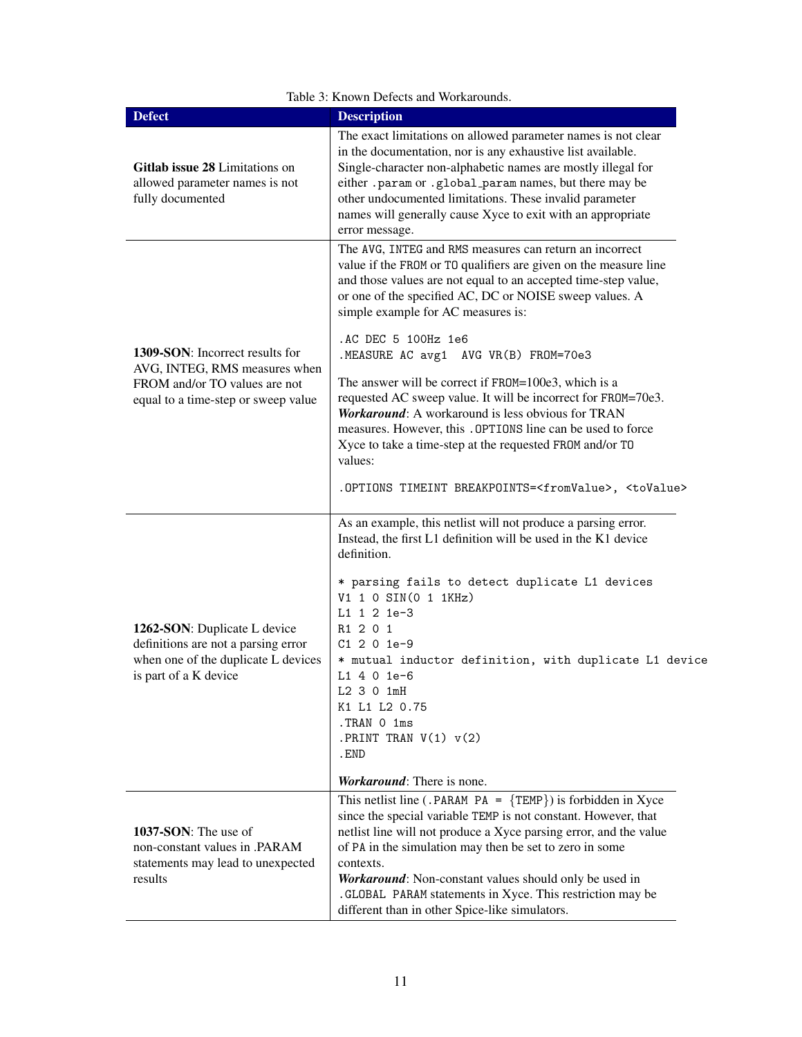Table 3: Known Defects and Workarounds.

| Defect | Description |
|---|---|
| **Gitlab issue 28** Limitations on allowed parameter names is not fully documented | The exact limitations on allowed parameter names is not clear in the documentation, nor is any exhaustive list available. Single-character non-alphabetic names are mostly illegal for either `.param` or `.global_param` names, but there may be other undocumented limitations. These invalid parameter names will generally cause Xyce to exit with an appropriate error message. |
| **1309-SON**: Incorrect results for AVG, INTEG, RMS measures when FROM and/or TO values are not equal to a time-step or sweep value | The `AVG`, `INTEG` and `RMS` measures can return an incorrect value if the `FROM` or `TO` qualifiers are given on the measure line and those values are not equal to an accepted time-step value, or one of the specified AC, DC or NOISE sweep values. A simple example for AC measures is:<br><br>`.AC DEC 5 100Hz 1e6`<br>`.MEASURE AC avg1  AVG VR(B) FROM=70e3`<br><br>The answer will be correct if `FROM`=100e3, which is a requested AC sweep value. It will be incorrect for `FROM`=70e3.<br>***Workaround***: A workaround is less obvious for TRAN measures. However, this `.OPTIONS` line can be used to force Xyce to take a time-step at the requested `FROM` and/or `TO` values:<br><br>`.OPTIONS TIMEINT BREAKPOINTS=<fromValue>, <toValue>` |
| **1262-SON**: Duplicate L device definitions are not a parsing error when one of the duplicate L devices is part of a K device | As an example, this netlist will not produce a parsing error. Instead, the first L1 definition will be used in the K1 device definition.<br><br>`* parsing fails to detect duplicate L1 devices`<br>`V1 1 0 SIN(0 1 1KHz)`<br>`L1 1 2 1e-3`<br>`R1 2 0 1`<br>`C1 2 0 1e-9`<br>`* mutual inductor definition, with duplicate L1 device`<br>`L1 4 0 1e-6`<br>`L2 3 0 1mH`<br>`K1 L1 L2 0.75`<br>`.TRAN 0 1ms`<br>`.PRINT TRAN V(1) v(2)`<br>`.END`<br><br>***Workaround***: There is none. |
| **1037-SON**: The use of non-constant values in .PARAM statements may lead to unexpected results | This netlist line (`.PARAM PA = {TEMP}`) is forbidden in Xyce since the special variable `TEMP` is not constant. However, that netlist line will not produce a Xyce parsing error, and the value of `PA` in the simulation may then be set to zero in some contexts.<br>***Workaround***: Non-constant values should only be used in `.GLOBAL_PARAM` statements in Xyce. This restriction may be different than in other Spice-like simulators. |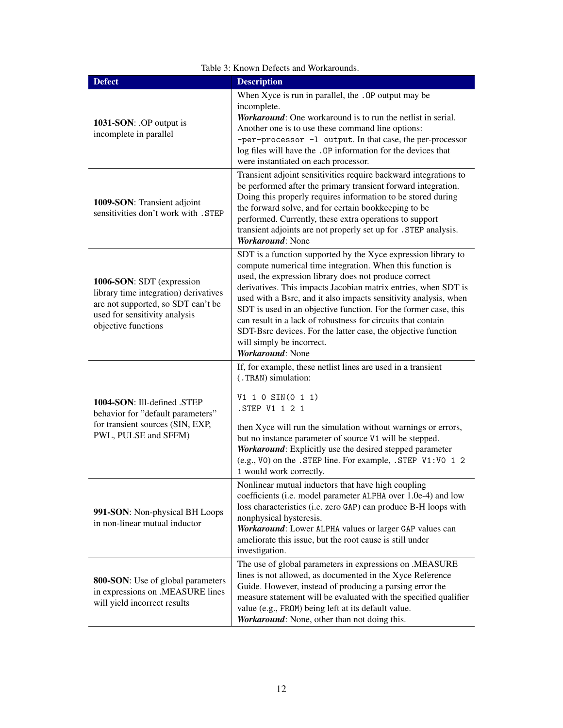Table 3: Known Defects and Workarounds.

| Defect | Description |
|---|---|
| **1031-SON**: .OP output is incomplete in parallel | When Xyce is run in parallel, the `.OP` output may be incomplete.<br>***Workaround***: One workaround is to run the netlist in serial. Another one is to use these command line options: `-per-processor -l output`. In that case, the per-processor log files will have the `.OP` information for the devices that were instantiated on each processor. |
| **1009-SON**: Transient adjoint sensitivities don't work with `.STEP` | Transient adjoint sensitivities require backward integrations to be performed after the primary transient forward integration. Doing this properly requires information to be stored during the forward solve, and for certain bookkeeping to be performed. Currently, these extra operations to support transient adjoints are not properly set up for `.STEP` analysis.<br>***Workaround***: None |
| **1006-SON**: SDT (expression library time integration) derivatives are not supported, so SDT can't be used for sensitivity analysis objective functions | SDT is a function supported by the Xyce expression library to compute numerical time integration. When this function is used, the expression library does not produce correct derivatives. This impacts Jacobian matrix entries, when SDT is used with a Bsrc, and it also impacts sensitivity analysis, when SDT is used in an objective function. For the former case, this can result in a lack of robustness for circuits that contain SDT-Bsrc devices. For the latter case, the objective function will simply be incorrect.<br>***Workaround***: None |
| **1004-SON**: Ill-defined .STEP behavior for "default parameters" for transient sources (SIN, EXP, PWL, PULSE and SFFM) | If, for example, these netlist lines are used in a transient (`.TRAN`) simulation:<br><br>`V1 1 0 SIN(0 1 1)`<br>`.STEP V1 1 2 1`<br><br>then Xyce will run the simulation without warnings or errors, but no instance parameter of source `V1` will be stepped.<br>***Workaround***: Explicitly use the desired stepped parameter (e.g., `V0`) on the `.STEP` line. For example, `.STEP V1:V0 1 2 1` would work correctly. |
| **991-SON**: Non-physical BH Loops in non-linear mutual inductor | Nonlinear mutual inductors that have high coupling coefficients (i.e. model parameter `ALPHA` over 1.0e-4) and low loss characteristics (i.e. zero `GAP`) can produce B-H loops with nonphysical hysteresis.<br>***Workaround***: Lower `ALPHA` values or larger `GAP` values can ameliorate this issue, but the root cause is still under investigation. |
| **800-SON**: Use of global parameters in expressions on .MEASURE lines will yield incorrect results | The use of global parameters in expressions on .MEASURE lines is not allowed, as documented in the Xyce Reference Guide. However, instead of producing a parsing error the measure statement will be evaluated with the specified qualifier value (e.g., `FROM`) being left at its default value.<br>***Workaround***: None, other than not doing this. |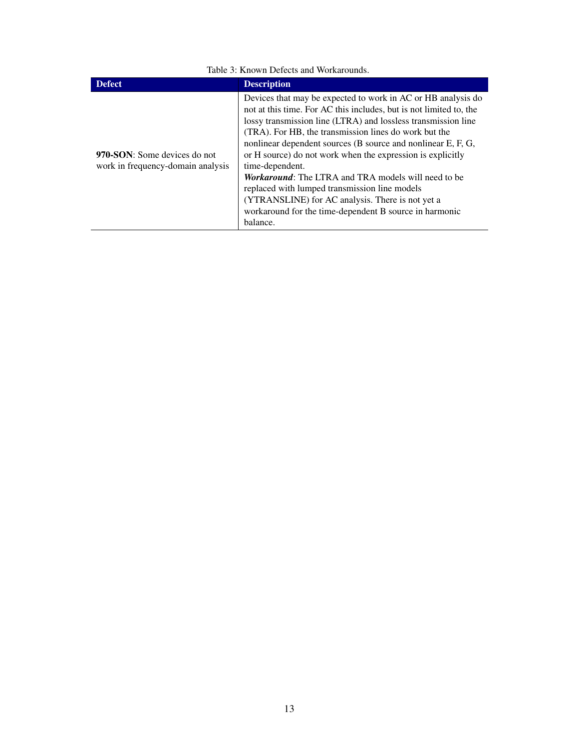Table 3: Known Defects and Workarounds.

| Defect | Description |
|---|---|
| **970-SON**: Some devices do not work in frequency-domain analysis | Devices that may be expected to work in AC or HB analysis do not at this time. For AC this includes, but is not limited to, the lossy transmission line (LTRA) and lossless transmission line (TRA). For HB, the transmission lines do work but the nonlinear dependent sources (B source and nonlinear E, F, G, or H source) do not work when the expression is explicitly time-dependent. ***Workaround***: The LTRA and TRA models will need to be replaced with lumped transmission line models (YTRANSLINE) for AC analysis. There is not yet a workaround for the time-dependent B source in harmonic balance. |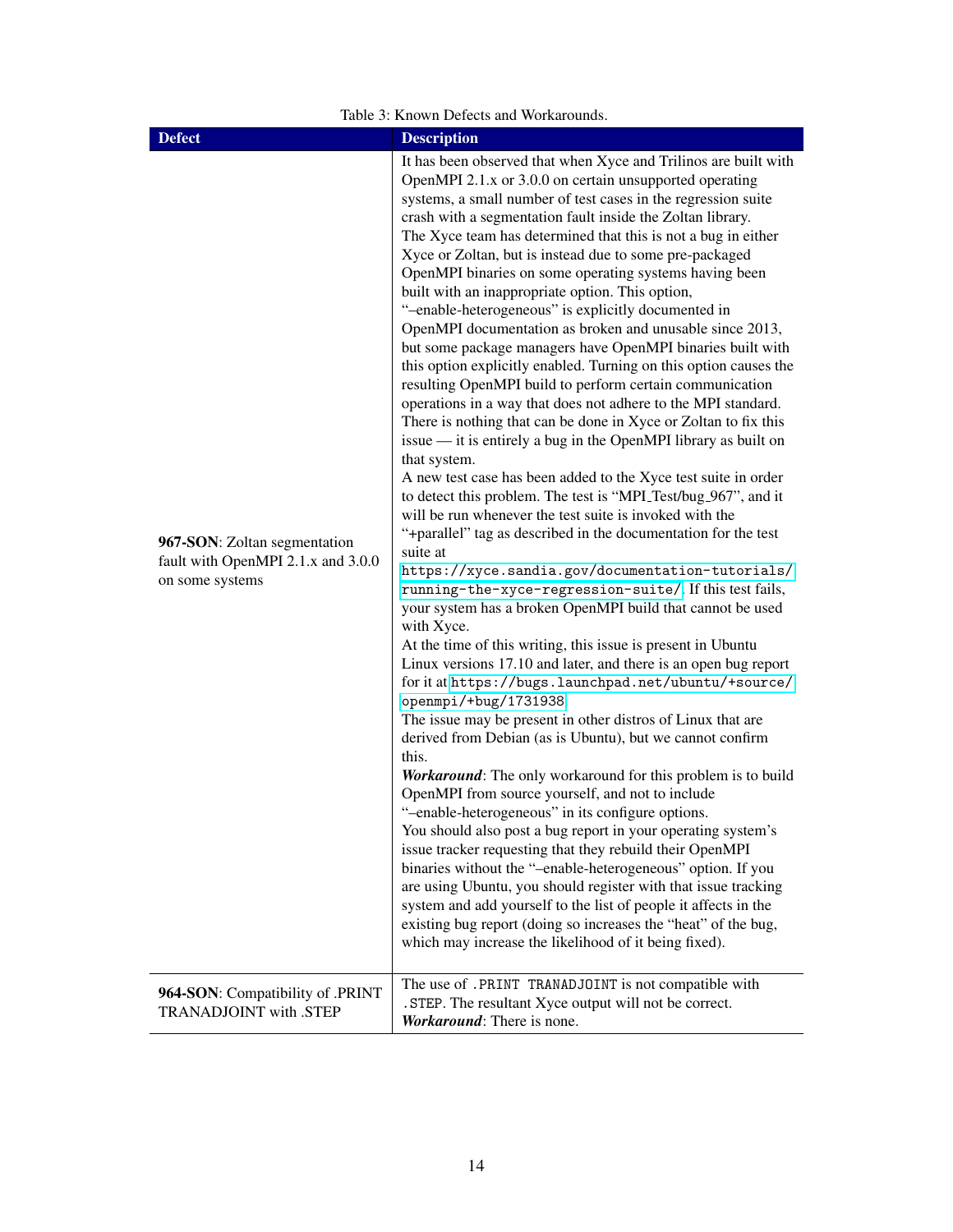Table 3: Known Defects and Workarounds.

| Defect | Description |
|---|---|
| **967-SON**: Zoltan segmentation fault with OpenMPI 2.1.x and 3.0.0 on some systems | It has been observed that when Xyce and Trilinos are built with OpenMPI 2.1.x or 3.0.0 on certain unsupported operating systems, a small number of test cases in the regression suite crash with a segmentation fault inside the Zoltan library. The Xyce team has determined that this is not a bug in either Xyce or Zoltan, but is instead due to some pre-packaged OpenMPI binaries on some operating systems having been built with an inappropriate option. This option, "–enable-heterogeneous" is explicitly documented in OpenMPI documentation as broken and unusable since 2013, but some package managers have OpenMPI binaries built with this option explicitly enabled. Turning on this option causes the resulting OpenMPI build to perform certain communication operations in a way that does not adhere to the MPI standard. There is nothing that can be done in Xyce or Zoltan to fix this issue — it is entirely a bug in the OpenMPI library as built on that system.<br>A new test case has been added to the Xyce test suite in order to detect this problem. The test is "MPI_Test/bug_967", and it will be run whenever the test suite is invoked with the "+parallel" tag as described in the documentation for the test suite at `https://xyce.sandia.gov/documentation-tutorials/running-the-xyce-regression-suite/`. If this test fails, your system has a broken OpenMPI build that cannot be used with Xyce.<br>At the time of this writing, this issue is present in Ubuntu Linux versions 17.10 and later, and there is an open bug report for it at `https://bugs.launchpad.net/ubuntu/+source/openmpi/+bug/1731938`<br>The issue may be present in other distros of Linux that are derived from Debian (as is Ubuntu), but we cannot confirm this.<br>***Workaround***: The only workaround for this problem is to build OpenMPI from source yourself, and not to include "–enable-heterogeneous" in its configure options.<br>You should also post a bug report in your operating system's issue tracker requesting that they rebuild their OpenMPI binaries without the "–enable-heterogeneous" option. If you are using Ubuntu, you should register with that issue tracking system and add yourself to the list of people it affects in the existing bug report (doing so increases the "heat" of the bug, which may increase the likelihood of it being fixed). |
| **964-SON**: Compatibility of .PRINT TRANADJOINT with .STEP | The use of `.PRINT TRANADJOINT` is not compatible with `.STEP`. The resultant Xyce output will not be correct.<br>***Workaround***: There is none. |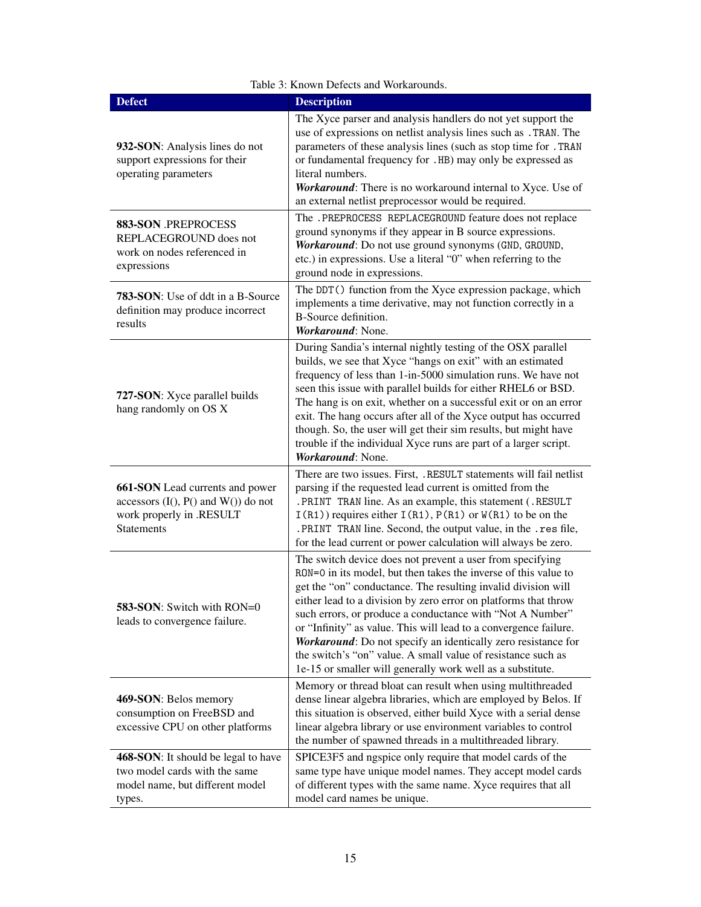Table 3: Known Defects and Workarounds.

| Defect | Description |
|---|---|
| **932-SON**: Analysis lines do not support expressions for their operating parameters | The Xyce parser and analysis handlers do not yet support the use of expressions on netlist analysis lines such as `.TRAN`. The parameters of these analysis lines (such as stop time for `.TRAN` or fundamental frequency for `.HB`) may only be expressed as literal numbers. ***Workaround***: There is no workaround internal to Xyce. Use of an external netlist preprocessor would be required. |
| **883-SON** .PREPROCESS REPLACEGROUND does not work on nodes referenced in expressions | The `.PREPROCESS REPLACEGROUND` feature does not replace ground synonyms if they appear in B source expressions. ***Workaround***: Do not use ground synonyms (`GND`, `GROUND`, etc.) in expressions. Use a literal "0" when referring to the ground node in expressions. |
| **783-SON**: Use of ddt in a B-Source definition may produce incorrect results | The `DDT()` function from the Xyce expression package, which implements a time derivative, may not function correctly in a B-Source definition. ***Workaround***: None. |
| **727-SON**: Xyce parallel builds hang randomly on OS X | During Sandia's internal nightly testing of the OSX parallel builds, we see that Xyce "hangs on exit" with an estimated frequency of less than 1-in-5000 simulation runs. We have not seen this issue with parallel builds for either RHEL6 or BSD. The hang is on exit, whether on a successful exit or on an error exit. The hang occurs after all of the Xyce output has occurred though. So, the user will get their sim results, but might have trouble if the individual Xyce runs are part of a larger script. ***Workaround***: None. |
| **661-SON** Lead currents and power accessors (I(), P() and W()) do not work properly in .RESULT Statements | There are two issues. First, `.RESULT` statements will fail netlist parsing if the requested lead current is omitted from the `.PRINT TRAN` line. As an example, this statement (`.RESULT I(R1)`) requires either `I(R1)`, `P(R1)` or `W(R1)` to be on the `.PRINT TRAN` line. Second, the output value, in the `.res` file, for the lead current or power calculation will always be zero. |
| **583-SON**: Switch with RON=0 leads to convergence failure. | The switch device does not prevent a user from specifying `RON=0` in its model, but then takes the inverse of this value to get the "on" conductance. The resulting invalid division will either lead to a division by zero error on platforms that throw such errors, or produce a conductance with "Not A Number" or "Infinity" as value. This will lead to a convergence failure. ***Workaround***: Do not specify an identically zero resistance for the switch's "on" value. A small value of resistance such as 1e-15 or smaller will generally work well as a substitute. |
| **469-SON**: Belos memory consumption on FreeBSD and excessive CPU on other platforms | Memory or thread bloat can result when using multithreaded dense linear algebra libraries, which are employed by Belos. If this situation is observed, either build Xyce with a serial dense linear algebra library or use environment variables to control the number of spawned threads in a multithreaded library. |
| **468-SON**: It should be legal to have two model cards with the same model name, but different model types. | SPICE3F5 and ngspice only require that model cards of the same type have unique model names. They accept model cards of different types with the same name. Xyce requires that all model card names be unique. |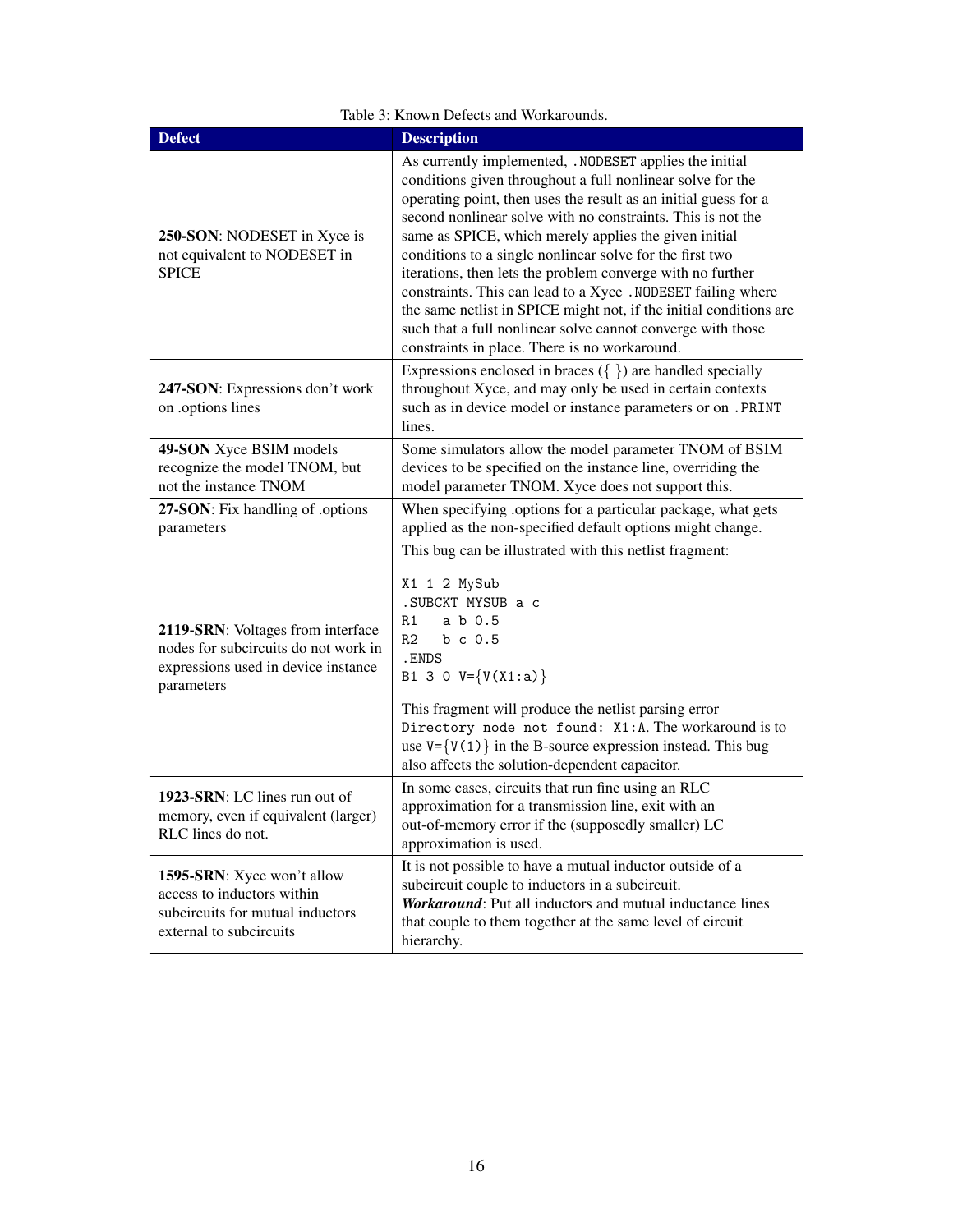Table 3: Known Defects and Workarounds.

| Defect | Description |
|---|---|
| **250-SON**: NODESET in Xyce is not equivalent to NODESET in SPICE | As currently implemented, `.NODESET` applies the initial conditions given throughout a full nonlinear solve for the operating point, then uses the result as an initial guess for a second nonlinear solve with no constraints. This is not the same as SPICE, which merely applies the given initial conditions to a single nonlinear solve for the first two iterations, then lets the problem converge with no further constraints. This can lead to a Xyce `.NODESET` failing where the same netlist in SPICE might not, if the initial conditions are such that a full nonlinear solve cannot converge with those constraints in place. There is no workaround. |
| **247-SON**: Expressions don't work on .options lines | Expressions enclosed in braces ({ }) are handled specially throughout Xyce, and may only be used in certain contexts such as in device model or instance parameters or on `.PRINT` lines. |
| **49-SON** Xyce BSIM models recognize the model TNOM, but not the instance TNOM | Some simulators allow the model parameter TNOM of BSIM devices to be specified on the instance line, overriding the model parameter TNOM. Xyce does not support this. |
| **27-SON**: Fix handling of .options parameters | When specifying .options for a particular package, what gets applied as the non-specified default options might change. |
| **2119-SRN**: Voltages from interface nodes for subcircuits do not work in expressions used in device instance parameters | This bug can be illustrated with this netlist fragment:<br><br>`X1 1 2 MySub`<br>`.SUBCKT MYSUB a c`<br>`R1   a b 0.5`<br>`R2   b c 0.5`<br>`.ENDS`<br>`B1 3 0 V={V(X1:a)}`<br><br>This fragment will produce the netlist parsing error `Directory node not found: X1:A`. The workaround is to use `V={V(1)}` in the B-source expression instead. This bug also affects the solution-dependent capacitor. |
| **1923-SRN**: LC lines run out of memory, even if equivalent (larger) RLC lines do not. | In some cases, circuits that run fine using an RLC approximation for a transmission line, exit with an out-of-memory error if the (supposedly smaller) LC approximation is used. |
| **1595-SRN**: Xyce won't allow access to inductors within subcircuits for mutual inductors external to subcircuits | It is not possible to have a mutual inductor outside of a subcircuit couple to inductors in a subcircuit.<br>***Workaround***: Put all inductors and mutual inductance lines that couple to them together at the same level of circuit hierarchy. |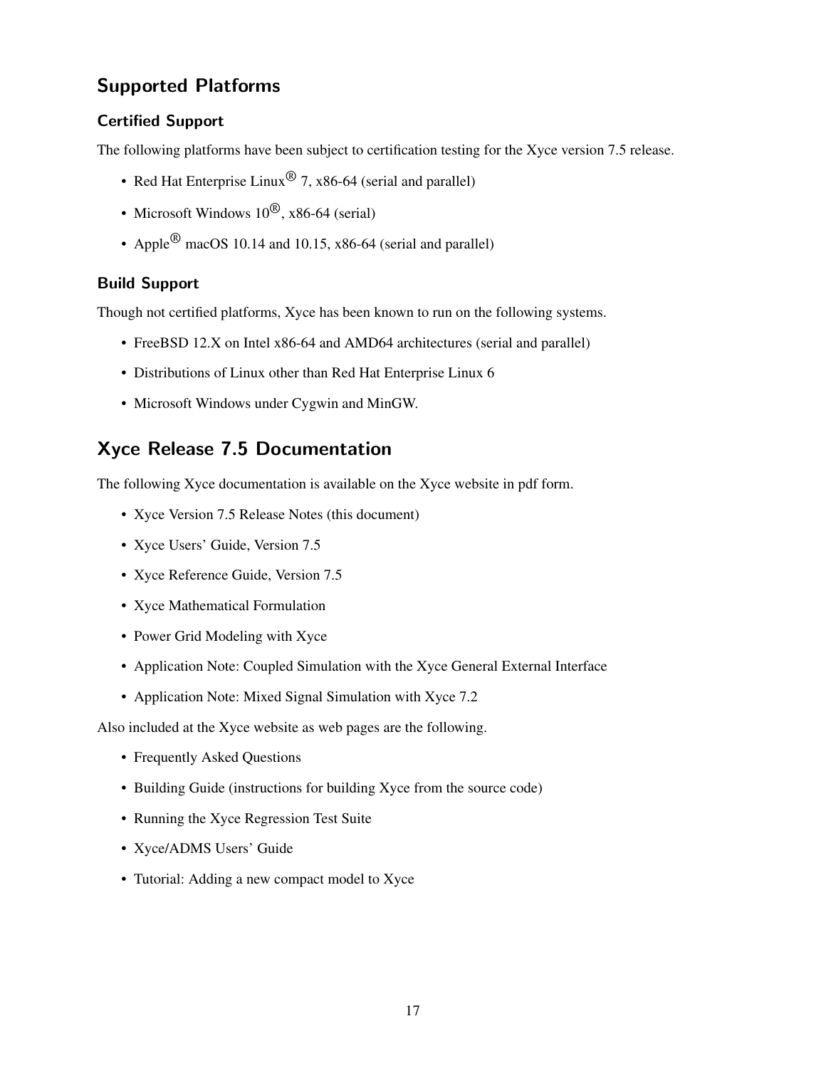## Supported Platforms

### Certified Support

The following platforms have been subject to certification testing for the Xyce version 7.5 release.

- Red Hat Enterprise Linux® 7, x86-64 (serial and parallel)
- Microsoft Windows 10®, x86-64 (serial)
- Apple® macOS 10.14 and 10.15, x86-64 (serial and parallel)

### Build Support

Though not certified platforms, Xyce has been known to run on the following systems.

- FreeBSD 12.X on Intel x86-64 and AMD64 architectures (serial and parallel)
- Distributions of Linux other than Red Hat Enterprise Linux 6
- Microsoft Windows under Cygwin and MinGW.

## Xyce Release 7.5 Documentation

The following Xyce documentation is available on the Xyce website in pdf form.

- Xyce Version 7.5 Release Notes (this document)
- Xyce Users' Guide, Version 7.5
- Xyce Reference Guide, Version 7.5
- Xyce Mathematical Formulation
- Power Grid Modeling with Xyce
- Application Note: Coupled Simulation with the Xyce General External Interface
- Application Note: Mixed Signal Simulation with Xyce 7.2

Also included at the Xyce website as web pages are the following.

- Frequently Asked Questions
- Building Guide (instructions for building Xyce from the source code)
- Running the Xyce Regression Test Suite
- Xyce/ADMS Users' Guide
- Tutorial: Adding a new compact model to Xyce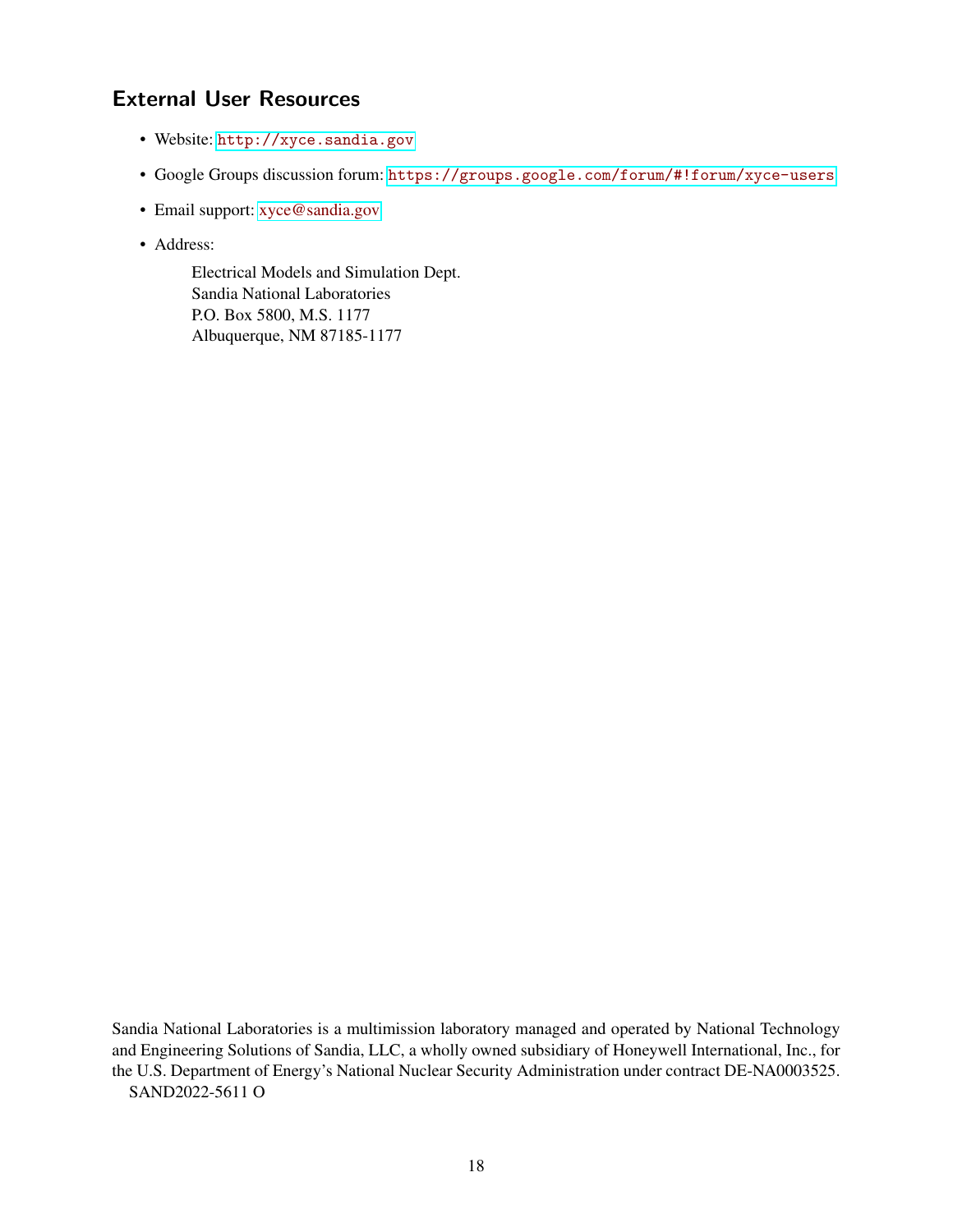## External User Resources

- Website: http://xyce.sandia.gov
- Google Groups discussion forum: https://groups.google.com/forum/#!forum/xyce-users
- Email support: xyce@sandia.gov
- Address:

  Electrical Models and Simulation Dept.
  Sandia National Laboratories
  P.O. Box 5800, M.S. 1177
  Albuquerque, NM 87185-1177

Sandia National Laboratories is a multimission laboratory managed and operated by National Technology and Engineering Solutions of Sandia, LLC, a wholly owned subsidiary of Honeywell International, Inc., for the U.S. Department of Energy's National Nuclear Security Administration under contract DE-NA0003525.
SAND2022-5611 O